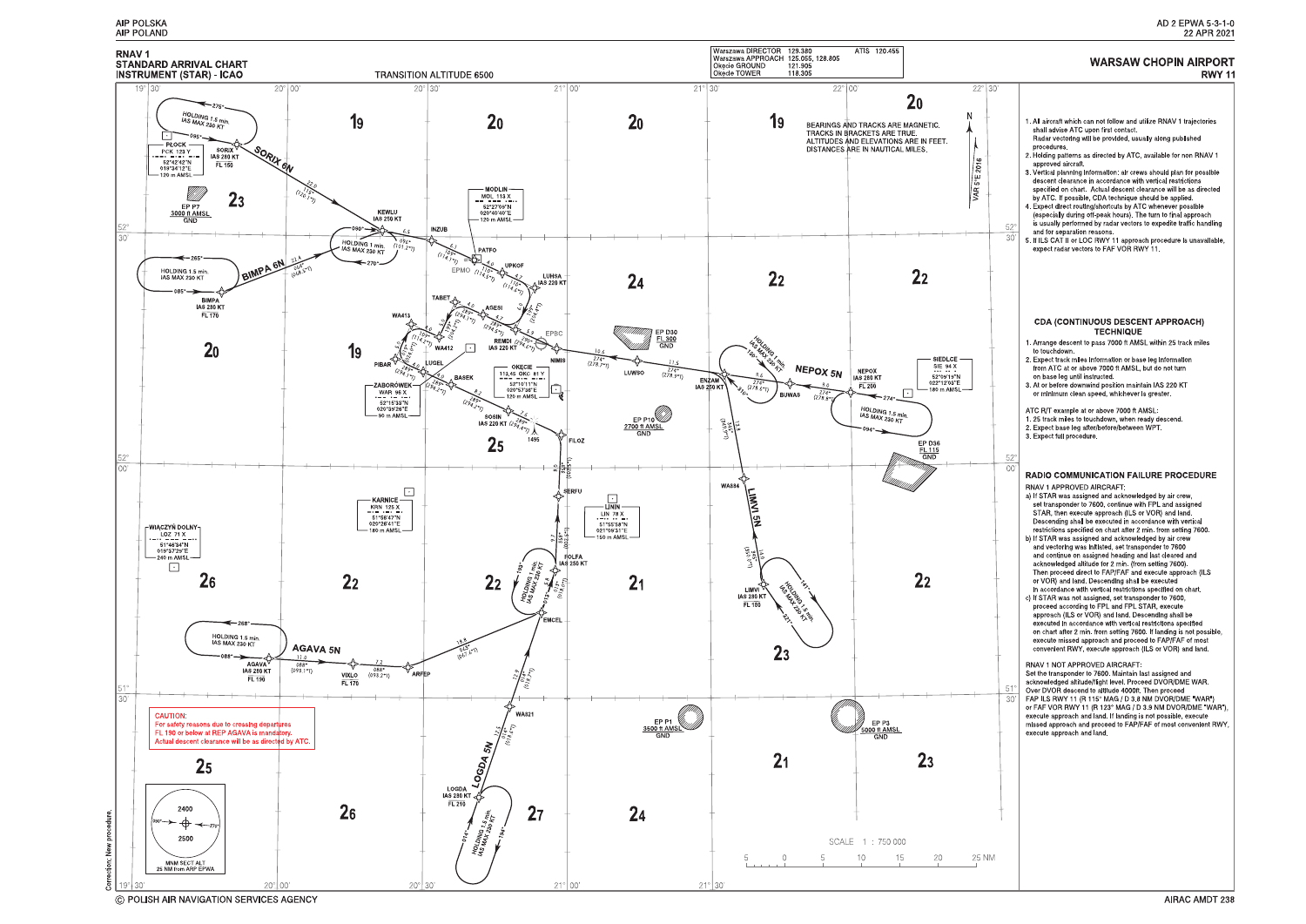AIP POLSKA
AIP POLAND

AD 2 EPWA 5-3-1-0
22 APR 2021

# RNAV 1 STANDARD ARRIVAL CHART INSTRUMENT (STAR) - ICAO

TRANSITION ALTITUDE 6500

| | | | |
|---|---|---|---|
| Warszawa DIRECTOR | 129.380 | ATIS | 120.455 |
| Warszawa APPROACH | 125.055, 128.805 | | |
| Okęcie GROUND | 121.905 | | |
| Okęcie TOWER | 118.305 | | |

## WARSAW CHOPIN AIRPORT

RWY 11

BEARINGS AND TRACKS ARE MAGNETIC.
TRACKS IN BRACKETS ARE TRUE.
ALTITUDES AND ELEVATIONS ARE IN FEET.
DISTANCES ARE IN NAUTICAL MILES.

VAR 5°E 2016

1. All aircraft which can not follow and utilize RNAV 1 trajectories shall advise ATC upon first contact. Radar vectoring will be provided, usually along published procedures.
2. Holding patterns as directed by ATC, available for non RNAV 1 approved aircraft.
3. Vertical planning information: air crews should plan for possible descent clearance in accordance with vertical restrictions specified on chart. Actual descent clearance will be as directed by ATC. If possible, CDA technique should be applied.
4. Expect direct routing/shortcuts by ATC whenever possible (especially during off-peak hours). The turn to final approach is usually performed by radar vectors to expedite traffic handling and for separation reasons.
5. If ILS CAT II or LOC RWY 11 approach procedure is unavailable, expect radar vectors to FAF VOR RWY 11.

### CDA (CONTINUOUS DESCENT APPROACH) TECHNIQUE

1. Arrange descent to pass 7000 ft AMSL within 25 track miles to touchdown.
2. Expect track miles information or base leg information from ATC at or above 7000 ft AMSL, but do not turn on base leg until instructed.
3. At or before downwind position maintain IAS 220 KT or minimum clean speed, whichever is greater.

ATC R/T example at or above 7000 ft AMSL:
1. 25 track miles to touchdown, when ready descend.
2. Expect base leg after/before/between WPT.
3. Expect full procedure.

### RADIO COMMUNICATION FAILURE PROCEDURE

RNAV 1 APPROVED AIRCRAFT:

a) If STAR was assigned and acknowledged by air crew, set transponder to 7600, continue with FPL and assigned STAR, then execute approach (ILS or VOR) and land. Descending shall be executed in accordance with vertical restrictions specified on chart after 2 min. from setting 7600.

b) If STAR was assigned and acknowledged by air crew and vectoring was initiated, set transponder to 7600 and continue on assigned heading and last cleared and acknowledged altitude for 2 min. (from setting 7600). Then proceed direct to FAP/FAF and execute approach (ILS or VOR) and land. Descending shall be executed in accordance with vertical restrictions specified on chart.

c) If STAR was not assigned, set transponder to 7600, proceed according to FPL and FPL STAR, execute approach (ILS or VOR) and land. Descending shall be executed in accordance with vertical restrictions specified on chart after 2 min. from setting 7600. If landing is not possible, execute missed approach and proceed to FAP/FAF of most convenient RWY, execute approach (ILS or VOR) and land.

RNAV 1 NOT APPROVED AIRCRAFT:

Set the transponder to 7600. Maintain last assigned and acknowledged altitude/flight level. Proceed DVOR/DME WAR. Over DVOR descend to altitude 4000ft. Then proceed FAP ILS RWY 11 (R 115° MAG / D 3.8 NM DVOR/DME "WAR") or FAF VOR RWY 11 (R 123° MAG / D 3.9 NM DVOR/DME "WAR"), execute approach and land. If landing is not possible, execute missed approach and proceed to FAP/FAF of most convenient RWY, execute approach and land.

CAUTION:
For safety reasons due to crossing departures FL 190 or below at REP AGAVA is mandatory.
Actual descent clearance will be as directed by ATC.

MNM SECT ALT 25 NM from ARP EPWA: 2400 / 2500 (sector boundary 090°–270°)

SCALE 1 : 750 000

Correction; New procedure.

© POLISH AIR NAVIGATION SERVICES AGENCY

AIRAC AMDT 238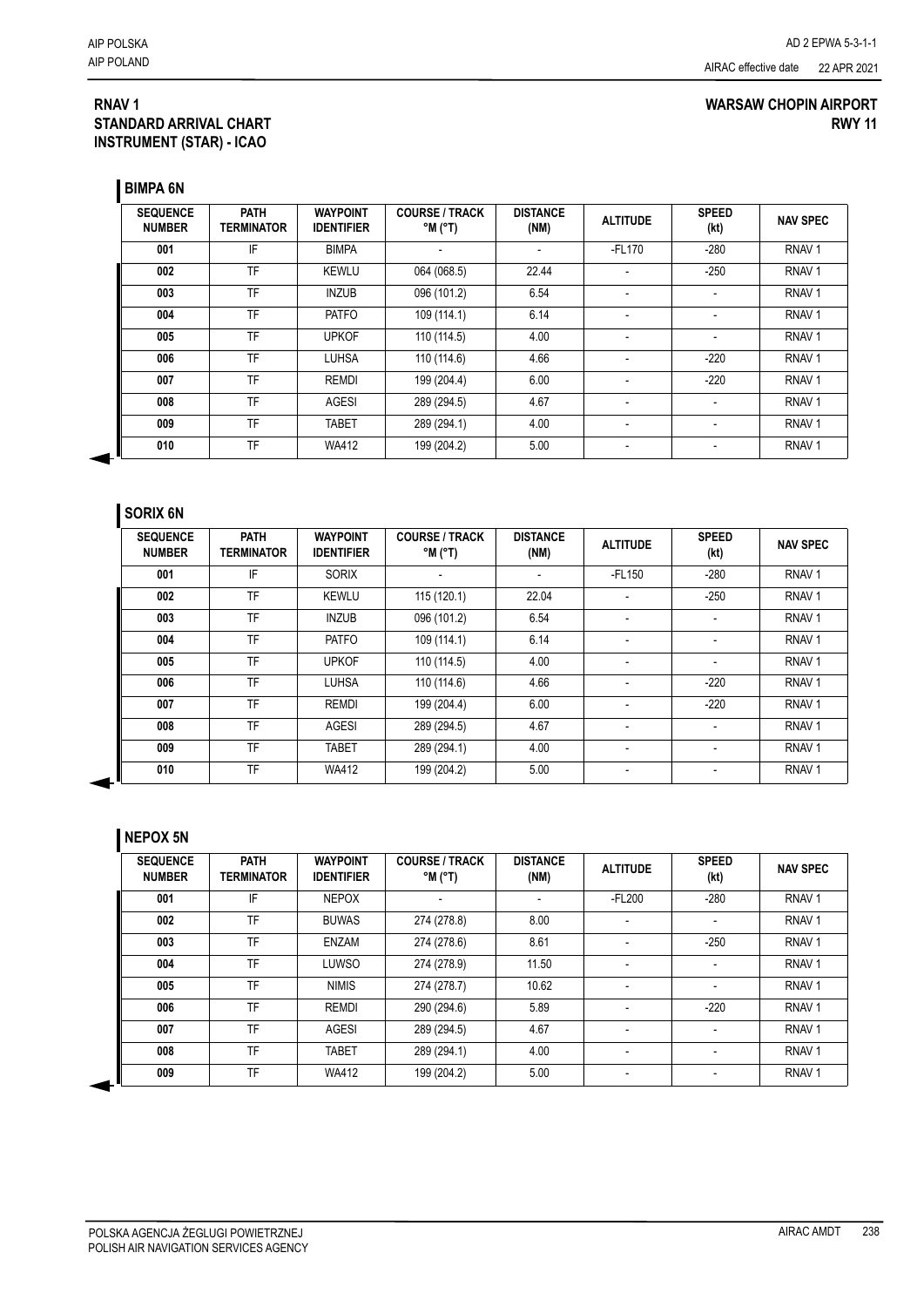## RNAV 1 STANDARD ARRIVAL CHART INSTRUMENT (STAR) - ICAO

## WARSAW CHOPIN AIRPORT RWY 11

### BIMPA 6N

| SEQUENCE NUMBER | PATH TERMINATOR | WAYPOINT IDENTIFIER | COURSE / TRACK °M (°T) | DISTANCE (NM) | ALTITUDE | SPEED (kt) | NAV SPEC |
|---|---|---|---|---|---|---|---|
| 001 | IF | BIMPA | - | - | -FL170 | -280 | RNAV 1 |
| 002 | TF | KEWLU | 064 (068.5) | 22.44 | - | -250 | RNAV 1 |
| 003 | TF | INZUB | 096 (101.2) | 6.54 | - | - | RNAV 1 |
| 004 | TF | PATFO | 109 (114.1) | 6.14 | - | - | RNAV 1 |
| 005 | TF | UPKOF | 110 (114.5) | 4.00 | - | - | RNAV 1 |
| 006 | TF | LUHSA | 110 (114.6) | 4.66 | - | -220 | RNAV 1 |
| 007 | TF | REMDI | 199 (204.4) | 6.00 | - | -220 | RNAV 1 |
| 008 | TF | AGESI | 289 (294.5) | 4.67 | - | - | RNAV 1 |
| 009 | TF | TABET | 289 (294.1) | 4.00 | - | - | RNAV 1 |
| 010 | TF | WA412 | 199 (204.2) | 5.00 | - | - | RNAV 1 |

### SORIX 6N

| SEQUENCE NUMBER | PATH TERMINATOR | WAYPOINT IDENTIFIER | COURSE / TRACK °M (°T) | DISTANCE (NM) | ALTITUDE | SPEED (kt) | NAV SPEC |
|---|---|---|---|---|---|---|---|
| 001 | IF | SORIX | - | - | -FL150 | -280 | RNAV 1 |
| 002 | TF | KEWLU | 115 (120.1) | 22.04 | - | -250 | RNAV 1 |
| 003 | TF | INZUB | 096 (101.2) | 6.54 | - | - | RNAV 1 |
| 004 | TF | PATFO | 109 (114.1) | 6.14 | - | - | RNAV 1 |
| 005 | TF | UPKOF | 110 (114.5) | 4.00 | - | - | RNAV 1 |
| 006 | TF | LUHSA | 110 (114.6) | 4.66 | - | -220 | RNAV 1 |
| 007 | TF | REMDI | 199 (204.4) | 6.00 | - | -220 | RNAV 1 |
| 008 | TF | AGESI | 289 (294.5) | 4.67 | - | - | RNAV 1 |
| 009 | TF | TABET | 289 (294.1) | 4.00 | - | - | RNAV 1 |
| 010 | TF | WA412 | 199 (204.2) | 5.00 | - | - | RNAV 1 |

### NEPOX 5N

| SEQUENCE NUMBER | PATH TERMINATOR | WAYPOINT IDENTIFIER | COURSE / TRACK °M (°T) | DISTANCE (NM) | ALTITUDE | SPEED (kt) | NAV SPEC |
|---|---|---|---|---|---|---|---|
| 001 | IF | NEPOX | - | - | -FL200 | -280 | RNAV 1 |
| 002 | TF | BUWAS | 274 (278.8) | 8.00 | - | - | RNAV 1 |
| 003 | TF | ENZAM | 274 (278.6) | 8.61 | - | -250 | RNAV 1 |
| 004 | TF | LUWSO | 274 (278.9) | 11.50 | - | - | RNAV 1 |
| 005 | TF | NIMIS | 274 (278.7) | 10.62 | - | - | RNAV 1 |
| 006 | TF | REMDI | 290 (294.6) | 5.89 | - | -220 | RNAV 1 |
| 007 | TF | AGESI | 289 (294.5) | 4.67 | - | - | RNAV 1 |
| 008 | TF | TABET | 289 (294.1) | 4.00 | - | - | RNAV 1 |
| 009 | TF | WA412 | 199 (204.2) | 5.00 | - | - | RNAV 1 |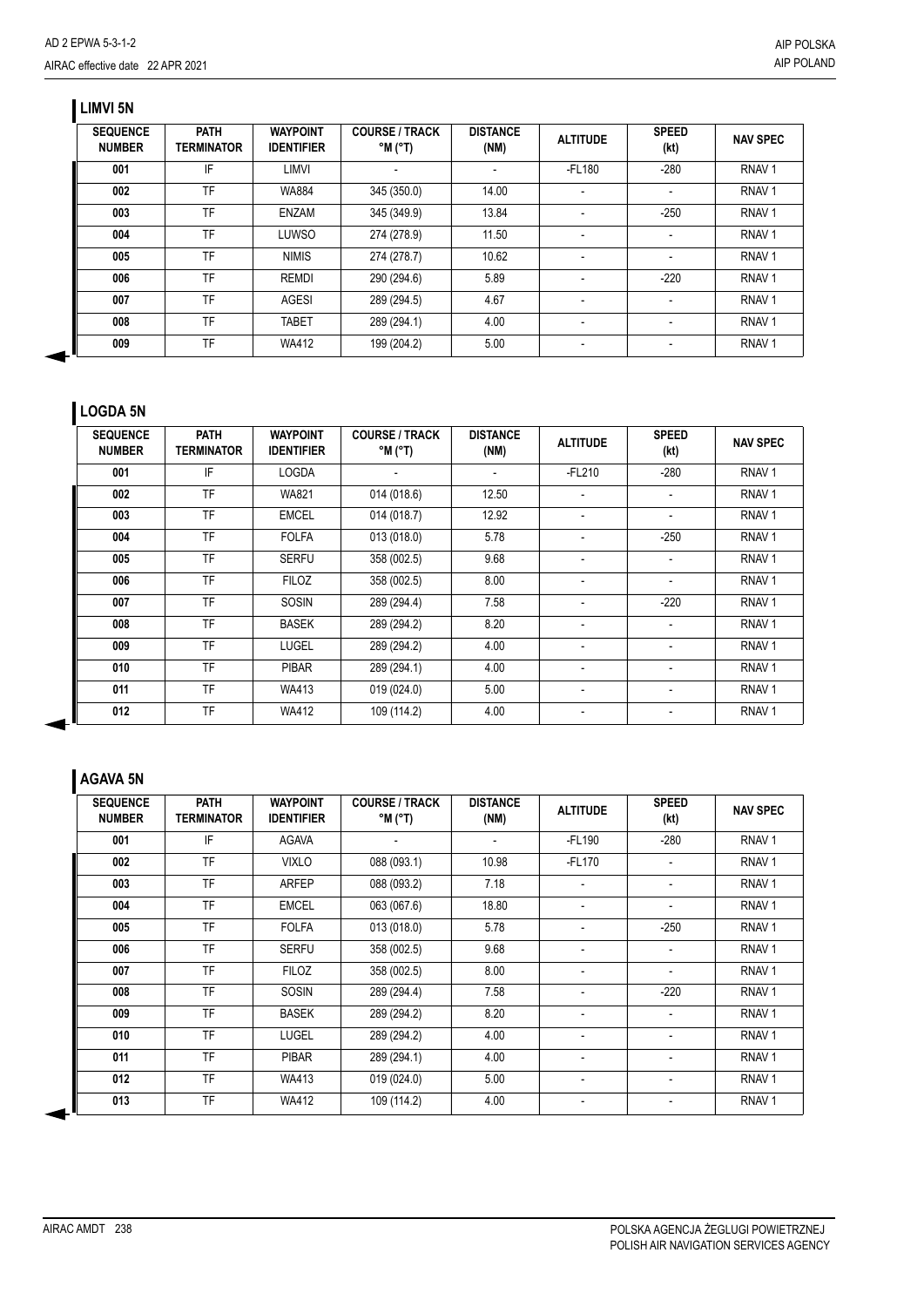## LIMVI 5N

| SEQUENCE NUMBER | PATH TERMINATOR | WAYPOINT IDENTIFIER | COURSE / TRACK °M (°T) | DISTANCE (NM) | ALTITUDE | SPEED (kt) | NAV SPEC |
|---|---|---|---|---|---|---|---|
| 001 | IF | LIMVI | - | - | -FL180 | -280 | RNAV 1 |
| 002 | TF | WA884 | 345 (350.0) | 14.00 | - | - | RNAV 1 |
| 003 | TF | ENZAM | 345 (349.9) | 13.84 | - | -250 | RNAV 1 |
| 004 | TF | LUWSO | 274 (278.9) | 11.50 | - | - | RNAV 1 |
| 005 | TF | NIMIS | 274 (278.7) | 10.62 | - | - | RNAV 1 |
| 006 | TF | REMDI | 290 (294.6) | 5.89 | - | -220 | RNAV 1 |
| 007 | TF | AGESI | 289 (294.5) | 4.67 | - | - | RNAV 1 |
| 008 | TF | TABET | 289 (294.1) | 4.00 | - | - | RNAV 1 |
| 009 | TF | WA412 | 199 (204.2) | 5.00 | - | - | RNAV 1 |

## LOGDA 5N

| SEQUENCE NUMBER | PATH TERMINATOR | WAYPOINT IDENTIFIER | COURSE / TRACK °M (°T) | DISTANCE (NM) | ALTITUDE | SPEED (kt) | NAV SPEC |
|---|---|---|---|---|---|---|---|
| 001 | IF | LOGDA | - | - | -FL210 | -280 | RNAV 1 |
| 002 | TF | WA821 | 014 (018.6) | 12.50 | - | - | RNAV 1 |
| 003 | TF | EMCEL | 014 (018.7) | 12.92 | - | - | RNAV 1 |
| 004 | TF | FOLFA | 013 (018.0) | 5.78 | - | -250 | RNAV 1 |
| 005 | TF | SERFU | 358 (002.5) | 9.68 | - | - | RNAV 1 |
| 006 | TF | FILOZ | 358 (002.5) | 8.00 | - | - | RNAV 1 |
| 007 | TF | SOSIN | 289 (294.4) | 7.58 | - | -220 | RNAV 1 |
| 008 | TF | BASEK | 289 (294.2) | 8.20 | - | - | RNAV 1 |
| 009 | TF | LUGEL | 289 (294.2) | 4.00 | - | - | RNAV 1 |
| 010 | TF | PIBAR | 289 (294.1) | 4.00 | - | - | RNAV 1 |
| 011 | TF | WA413 | 019 (024.0) | 5.00 | - | - | RNAV 1 |
| 012 | TF | WA412 | 109 (114.2) | 4.00 | - | - | RNAV 1 |

## AGAVA 5N

| SEQUENCE NUMBER | PATH TERMINATOR | WAYPOINT IDENTIFIER | COURSE / TRACK °M (°T) | DISTANCE (NM) | ALTITUDE | SPEED (kt) | NAV SPEC |
|---|---|---|---|---|---|---|---|
| 001 | IF | AGAVA | - | - | -FL190 | -280 | RNAV 1 |
| 002 | TF | VIXLO | 088 (093.1) | 10.98 | -FL170 | - | RNAV 1 |
| 003 | TF | ARFEP | 088 (093.2) | 7.18 | - | - | RNAV 1 |
| 004 | TF | EMCEL | 063 (067.6) | 18.80 | - | - | RNAV 1 |
| 005 | TF | FOLFA | 013 (018.0) | 5.78 | - | -250 | RNAV 1 |
| 006 | TF | SERFU | 358 (002.5) | 9.68 | - | - | RNAV 1 |
| 007 | TF | FILOZ | 358 (002.5) | 8.00 | - | - | RNAV 1 |
| 008 | TF | SOSIN | 289 (294.4) | 7.58 | - | -220 | RNAV 1 |
| 009 | TF | BASEK | 289 (294.2) | 8.20 | - | - | RNAV 1 |
| 010 | TF | LUGEL | 289 (294.2) | 4.00 | - | - | RNAV 1 |
| 011 | TF | PIBAR | 289 (294.1) | 4.00 | - | - | RNAV 1 |
| 012 | TF | WA413 | 019 (024.0) | 5.00 | - | - | RNAV 1 |
| 013 | TF | WA412 | 109 (114.2) | 4.00 | - | - | RNAV 1 |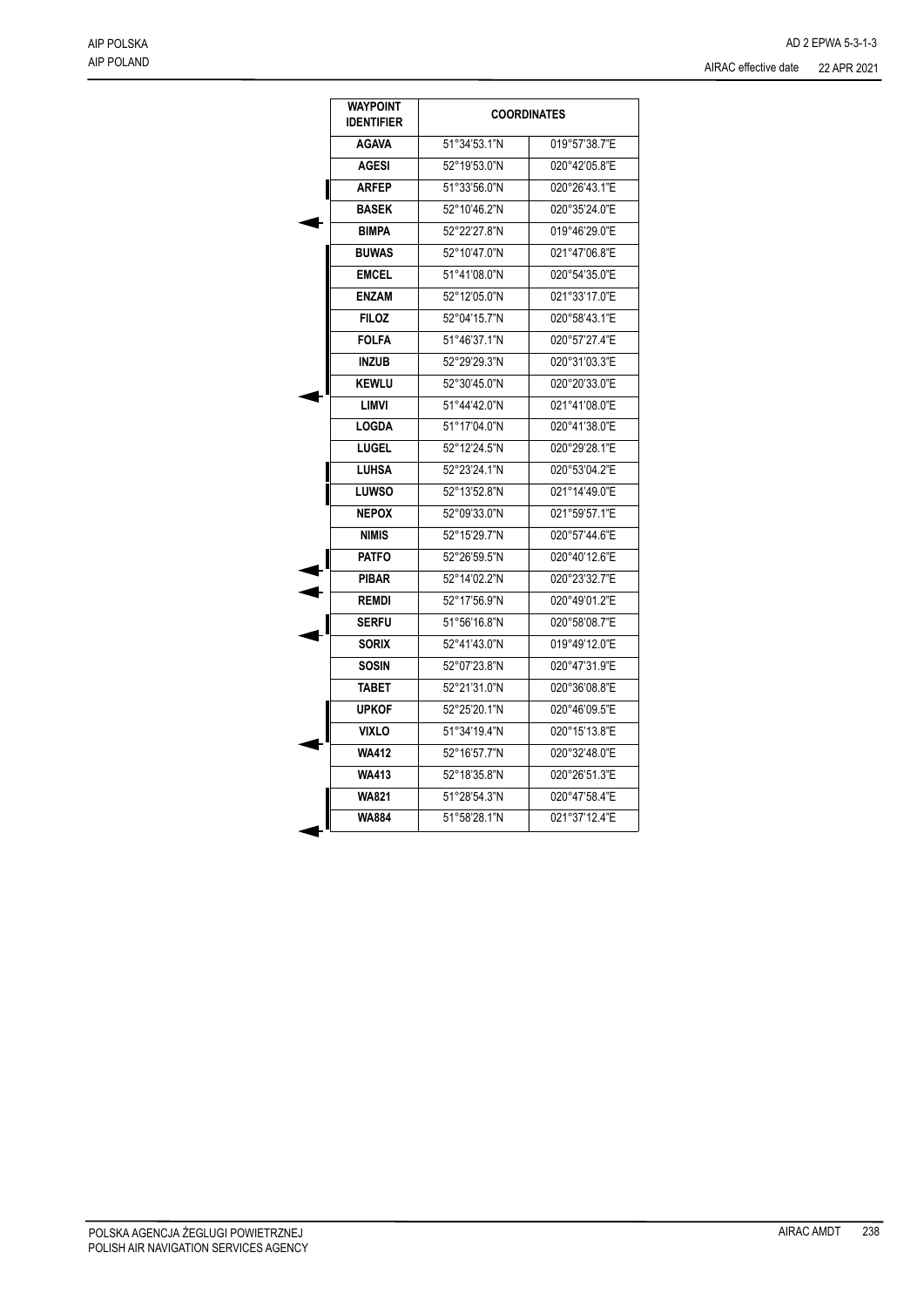| WAYPOINT IDENTIFIER | COORDINATES | |
|---|---|---|
| AGAVA | 51°34'53.1"N | 019°57'38.7"E |
| AGESI | 52°19'53.0"N | 020°42'05.8"E |
| ARFEP | 51°33'56.0"N | 020°26'43.1"E |
| BASEK | 52°10'46.2"N | 020°35'24.0"E |
| BIMPA | 52°22'27.8"N | 019°46'29.0"E |
| BUWAS | 52°10'47.0"N | 021°47'06.8"E |
| EMCEL | 51°41'08.0"N | 020°54'35.0"E |
| ENZAM | 52°12'05.0"N | 021°33'17.0"E |
| FILOZ | 52°04'15.7"N | 020°58'43.1"E |
| FOLFA | 51°46'37.1"N | 020°57'27.4"E |
| INZUB | 52°29'29.3"N | 020°31'03.3"E |
| KEWLU | 52°30'45.0"N | 020°20'33.0"E |
| LIMVI | 51°44'42.0"N | 021°41'08.0"E |
| LOGDA | 51°17'04.0"N | 020°41'38.0"E |
| LUGEL | 52°12'24.5"N | 020°29'28.1"E |
| LUHSA | 52°23'24.1"N | 020°53'04.2"E |
| LUWSO | 52°13'52.8"N | 021°14'49.0"E |
| NEPOX | 52°09'33.0"N | 021°59'57.1"E |
| NIMIS | 52°15'29.7"N | 020°57'44.6"E |
| PATFO | 52°26'59.5"N | 020°40'12.6"E |
| PIBAR | 52°14'02.2"N | 020°23'32.7"E |
| REMDI | 52°17'56.9"N | 020°49'01.2"E |
| SERFU | 51°56'16.8"N | 020°58'08.7"E |
| SORIX | 52°41'43.0"N | 019°49'12.0"E |
| SOSIN | 52°07'23.8"N | 020°47'31.9"E |
| TABET | 52°21'31.0"N | 020°36'08.8"E |
| UPKOF | 52°25'20.1"N | 020°46'09.5"E |
| VIXLO | 51°34'19.4"N | 020°15'13.8"E |
| WA412 | 52°16'57.7"N | 020°32'48.0"E |
| WA413 | 52°18'35.8"N | 020°26'51.3"E |
| WA821 | 51°28'54.3"N | 020°47'58.4"E |
| WA884 | 51°58'28.1"N | 021°37'12.4"E |